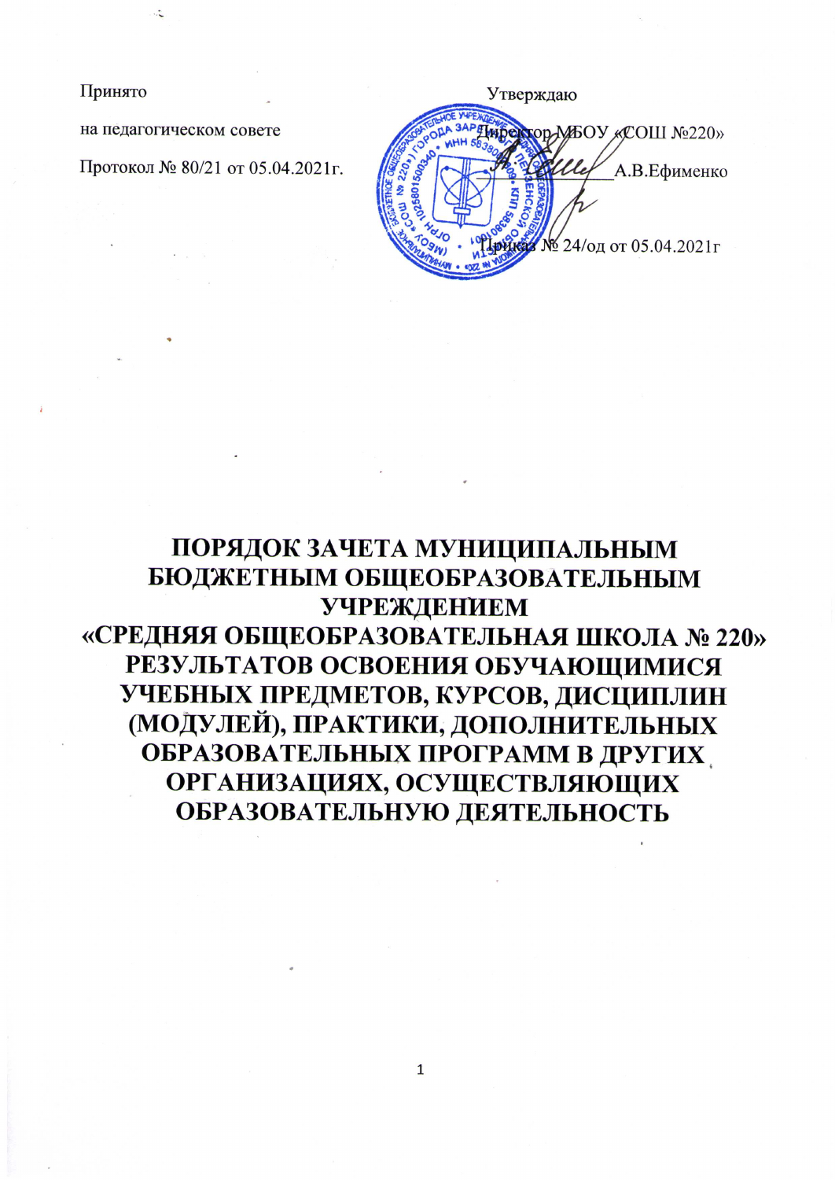Принято

на педагогическом совете

Протокол № 80/21 от 05.04.2021г.

Утверждаю

Директор МБОУ «СОШ №220»

_______________А.В.Ефименко

Приказ № 24/од от 05.04.2021г

# ПОРЯДОК ЗАЧЕТА МУНИЦИПАЛЬНЫМ БЮДЖЕТНЫМ ОБЩЕОБРАЗОВАТЕЛЬНЫМ УЧРЕЖДЕНИЕМ «СРЕДНЯЯ ОБЩЕОБРАЗОВАТЕЛЬНАЯ ШКОЛА № 220» РЕЗУЛЬТАТОВ ОСВОЕНИЯ ОБУЧАЮЩИМИСЯ УЧЕБНЫХ ПРЕДМЕТОВ, КУРСОВ, ДИСЦИПЛИН (МОДУЛЕЙ), ПРАКТИКИ, ДОПОЛНИТЕЛЬНЫХ ОБРАЗОВАТЕЛЬНЫХ ПРОГРАММ В ДРУГИХ ОРГАНИЗАЦИЯХ, ОСУЩЕСТВЛЯЮЩИХ ОБРАЗОВАТЕЛЬНУЮ ДЕЯТЕЛЬНОСТЬ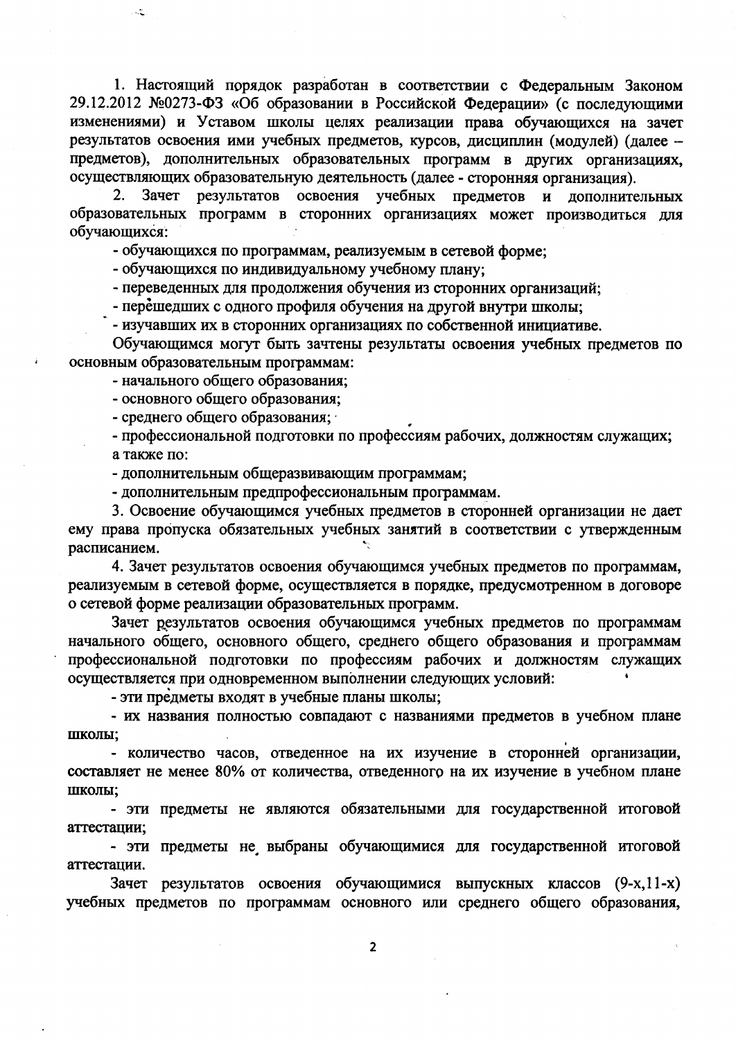1. Настоящий порядок разработан в соответствии с Федеральным Законом 29.12.2012 №0273-ФЗ «Об образовании в Российской Федерации» (с последующими изменениями) и Уставом школы целях реализации права обучающихся на зачет результатов освоения ими учебных предметов, курсов, дисциплин (модулей) (далее – предметов), дополнительных образовательных программ в других организациях, осуществляющих образовательную деятельность (далее - сторонняя организация).

2. Зачет результатов освоения учебных предметов и дополнительных образовательных программ в сторонних организациях может производиться для обучающихся:

- обучающихся по программам, реализуемым в сетевой форме;
- обучающихся по индивидуальному учебному плану;
- переведенных для продолжения обучения из сторонних организаций;
- перешедших с одного профиля обучения на другой внутри школы;
- изучавших их в сторонних организациях по собственной инициативе.

Обучающимся могут быть зачтены результаты освоения учебных предметов по основным образовательным программам:

- начального общего образования;
- основного общего образования;
- среднего общего образования;
- профессиональной подготовки по профессиям рабочих, должностям служащих;

а также по:

- дополнительным общеразвивающим программам;
- дополнительным предпрофессиональным программам.

3. Освоение обучающимся учебных предметов в сторонней организации не дает ему права пропуска обязательных учебных занятий в соответствии с утвержденным расписанием.

4. Зачет результатов освоения обучающимся учебных предметов по программам, реализуемым в сетевой форме, осуществляется в порядке, предусмотренном в договоре о сетевой форме реализации образовательных программ.

Зачет результатов освоения обучающимся учебных предметов по программам начального общего, основного общего, среднего общего образования и программам профессиональной подготовки по профессиям рабочих и должностям служащих осуществляется при одновременном выполнении следующих условий:

- эти предметы входят в учебные планы школы;
- их названия полностью совпадают с названиями предметов в учебном плане школы;
- количество часов, отведенное на их изучение в сторонней организации, составляет не менее 80% от количества, отведенного на их изучение в учебном плане школы;
- эти предметы не являются обязательными для государственной итоговой аттестации;
- эти предметы не выбраны обучающимися для государственной итоговой аттестации.

Зачет результатов освоения обучающимися выпускных классов (9-х,11-х) учебных предметов по программам основного или среднего общего образования,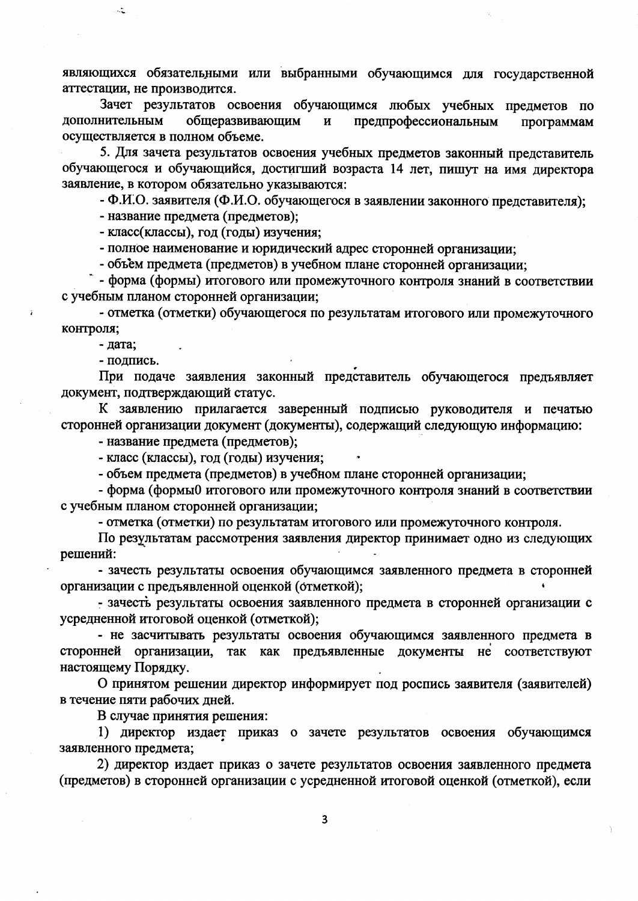являющихся обязательными или выбранными обучающимся для государственной аттестации, не производится.

Зачет результатов освоения обучающимся любых учебных предметов по дополнительным общеразвивающим и предпрофессиональным программам осуществляется в полном объеме.

5. Для зачета результатов освоения учебных предметов законный представитель обучающегося и обучающийся, достигший возраста 14 лет, пишут на имя директора заявление, в котором обязательно указываются:

- Ф.И.О. заявителя (Ф.И.О. обучающегося в заявлении законного представителя);
- название предмета (предметов);
- класс(классы), год (годы) изучения;
- полное наименование и юридический адрес сторонней организации;
- объём предмета (предметов) в учебном плане сторонней организации;
- форма (формы) итогового или промежуточного контроля знаний в соответствии с учебным планом сторонней организации;
- отметка (отметки) обучающегося по результатам итогового или промежуточного контроля;
- дата;
- подпись.

При подаче заявления законный представитель обучающегося предъявляет документ, подтверждающий статус.

К заявлению прилагается заверенный подписью руководителя и печатью сторонней организации документ (документы), содержащий следующую информацию:

- название предмета (предметов);
- класс (классы), год (годы) изучения;
- объем предмета (предметов) в учебном плане сторонней организации;
- форма (формы0 итогового или промежуточного контроля знаний в соответствии с учебным планом сторонней организации;
- отметка (отметки) по результатам итогового или промежуточного контроля.

По результатам рассмотрения заявления директор принимает одно из следующих решений:

- зачесть результаты освоения обучающимся заявленного предмета в сторонней организации с предъявленной оценкой (отметкой);
- зачесть результаты освоения заявленного предмета в сторонней организации с усредненной итоговой оценкой (отметкой);
- не засчитывать результаты освоения обучающимся заявленного предмета в сторонней организации, так как предъявленные документы не соответствуют настоящему Порядку.

О принятом решении директор информирует под роспись заявителя (заявителей) в течение пяти рабочих дней.

В случае принятия решения:

1) директор издает приказ о зачете результатов освоения обучающимся заявленного предмета;

2) директор издает приказ о зачете результатов освоения заявленного предмета (предметов) в сторонней организации с усредненной итоговой оценкой (отметкой), если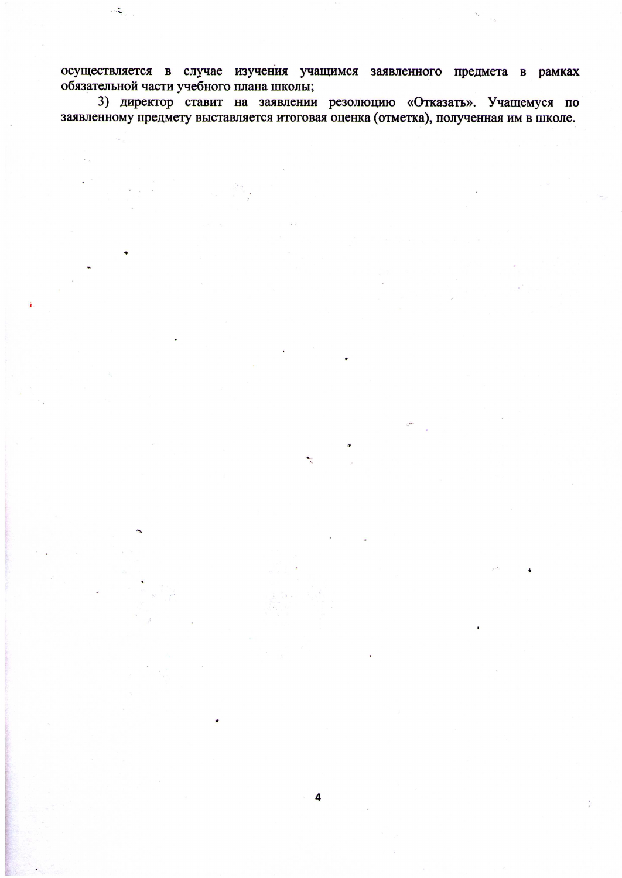осуществляется в случае изучения учащимся заявленного предмета в рамках обязательной части учебного плана школы;

3) директор ставит на заявлении резолюцию «Отказать». Учащемуся по заявленному предмету выставляется итоговая оценка (отметка), полученная им в школе.